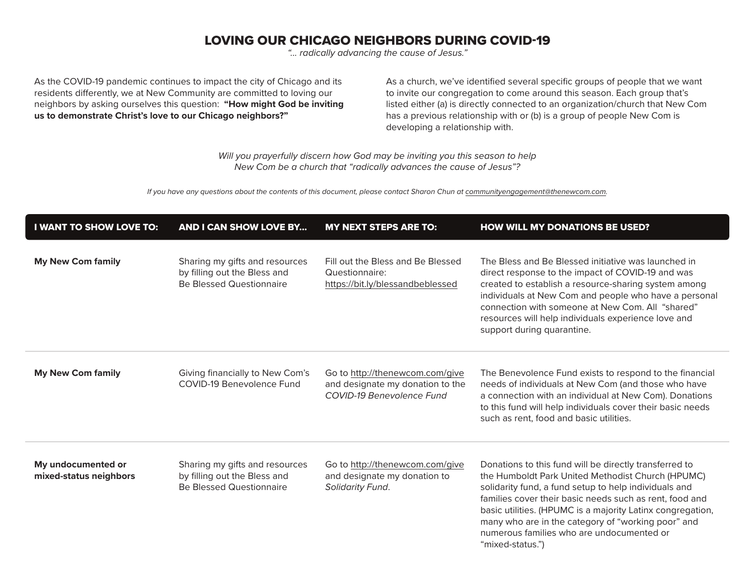# LOVING OUR CHICAGO NEIGHBORS DURING COVID-19

*"... radically advancing the cause of Jesus."*

As the COVID-19 pandemic continues to impact the city of Chicago and its residents differently, we at New Community are committed to loving our neighbors by asking ourselves this question: **"How might God be inviting us to demonstrate Christ's love to our Chicago neighbors?"**

As a church, we've identified several specific groups of people that we want to invite our congregation to come around this season. Each group that's listed either (a) is directly connected to an organization/church that New Com has a previous relationship with or (b) is a group of people New Com is developing a relationship with.

*Will you prayerfully discern how God may be inviting you this season to help New Com be a church that "radically advances the cause of Jesus"?*

*If you have any questions about the contents of this document, please contact Sharon Chun at communityengagement@thenewcom.com.*

| I WANT TO SHOW LOVE TO: | AND I CAN SHOW LOVE BY... | MY NEXT STEPS ARE TO: | HOW WILL MY DONATIONS BE USED? |
|---|---|---|---|
| **My New Com family** | Sharing my gifts and resources by filling out the Bless and Be Blessed Questionnaire | Fill out the Bless and Be Blessed Questionnaire: https://bit.ly/blessandbeblessed | The Bless and Be Blessed initiative was launched in direct response to the impact of COVID-19 and was created to establish a resource-sharing system among individuals at New Com and people who have a personal connection with someone at New Com. All "shared" resources will help individuals experience love and support during quarantine. |
| **My New Com family** | Giving financially to New Com's COVID-19 Benevolence Fund | Go to http://thenewcom.com/give and designate my donation to the *COVID-19 Benevolence Fund* | The Benevolence Fund exists to respond to the financial needs of individuals at New Com (and those who have a connection with an individual at New Com). Donations to this fund will help individuals cover their basic needs such as rent, food and basic utilities. |
| **My undocumented or mixed-status neighbors** | Sharing my gifts and resources by filling out the Bless and Be Blessed Questionnaire | Go to http://thenewcom.com/give and designate my donation to *Solidarity Fund*. | Donations to this fund will be directly transferred to the Humboldt Park United Methodist Church (HPUMC) solidarity fund, a fund setup to help individuals and families cover their basic needs such as rent, food and basic utilities. (HPUMC is a majority Latinx congregation, many who are in the category of "working poor" and numerous families who are undocumented or "mixed-status.") |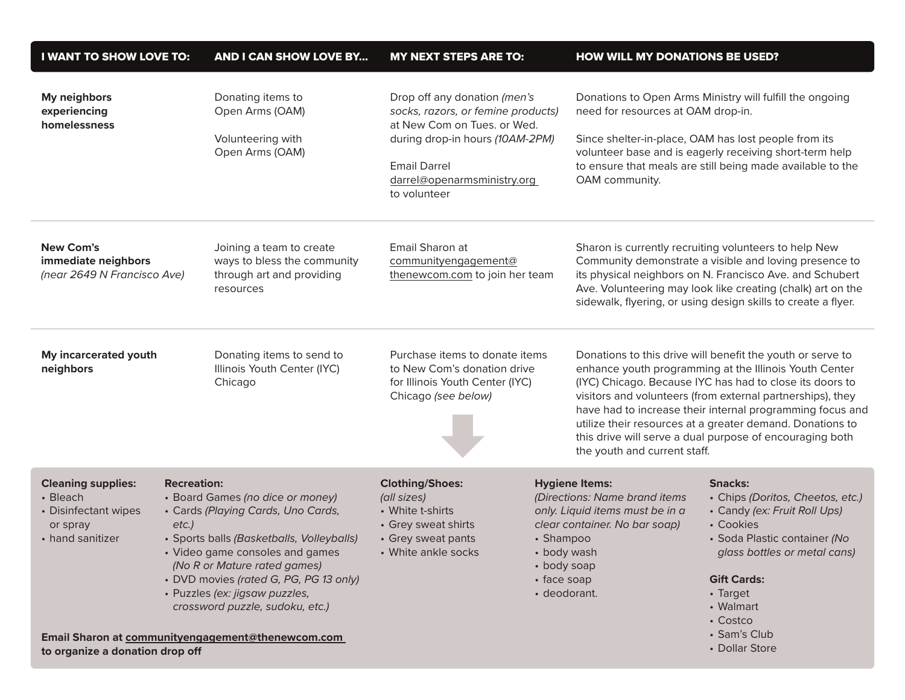| I WANT TO SHOW LOVE TO: | AND I CAN SHOW LOVE BY... | MY NEXT STEPS ARE TO: | HOW WILL MY DONATIONS BE USED? |
|---|---|---|---|
| **My neighbors experiencing homelessness** | Donating items to Open Arms (OAM)<br><br>Volunteering with Open Arms (OAM) | Drop off any donation *(men's socks, razors, or femine products)* at New Com on Tues. or Wed. during drop-in hours *(10AM-2PM)*<br><br>Email Darrel darrel@openarmsministry.org to volunteer | Donations to Open Arms Ministry will fulfill the ongoing need for resources at OAM drop-in.<br><br>Since shelter-in-place, OAM has lost people from its volunteer base and is eagerly receiving short-term help to ensure that meals are still being made available to the OAM community. |
| **New Com's immediate neighbors** *(near 2649 N Francisco Ave)* | Joining a team to create ways to bless the community through art and providing resources | Email Sharon at communityengagement@thenewcom.com to join her team | Sharon is currently recruiting volunteers to help New Community demonstrate a visible and loving presence to its physical neighbors on N. Francisco Ave. and Schubert Ave. Volunteering may look like creating (chalk) art on the sidewalk, flyering, or using design skills to create a flyer. |
| **My incarcerated youth neighbors** | Donating items to send to Illinois Youth Center (IYC) Chicago | Purchase items to donate items to New Com's donation drive for Illinois Youth Center (IYC) Chicago *(see below)* | Donations to this drive will benefit the youth or serve to enhance youth programming at the Illinois Youth Center (IYC) Chicago. Because IYC has had to close its doors to visitors and volunteers (from external partnerships), they have had to increase their internal programming focus and utilize their resources at a greater demand. Donations to this drive will serve a dual purpose of encouraging both the youth and current staff. |

**Cleaning supplies:**
- Bleach
- Disinfectant wipes or spray
- hand sanitizer

**Recreation:**
- Board Games *(no dice or money)*
- Cards *(Playing Cards, Uno Cards, etc.)*
- Sports balls *(Basketballs, Volleyballs)*
- Video game consoles and games *(No R or Mature rated games)*
- DVD movies *(rated G, PG, PG 13 only)*
- Puzzles *(ex: jigsaw puzzles, crossword puzzle, sudoku, etc.)*

**Email Sharon at communityengagement@thenewcom.com to organize a donation drop off**

**Clothing/Shoes:**
*(all sizes)*
- White t-shirts
- Grey sweat shirts
- Grey sweat pants
- White ankle socks

**Hygiene Items:**
*(Directions: Name brand items only. Liquid items must be in a clear container. No bar soap)*
- Shampoo
- body wash
- body soap
- face soap
- deodorant.

**Snacks:**
- Chips *(Doritos, Cheetos, etc.)*
- Candy *(ex: Fruit Roll Ups)*
- Cookies
- Soda Plastic container *(No glass bottles or metal cans)*

**Gift Cards:**
- Target
- Walmart
- Costco
- Sam's Club
- Dollar Store